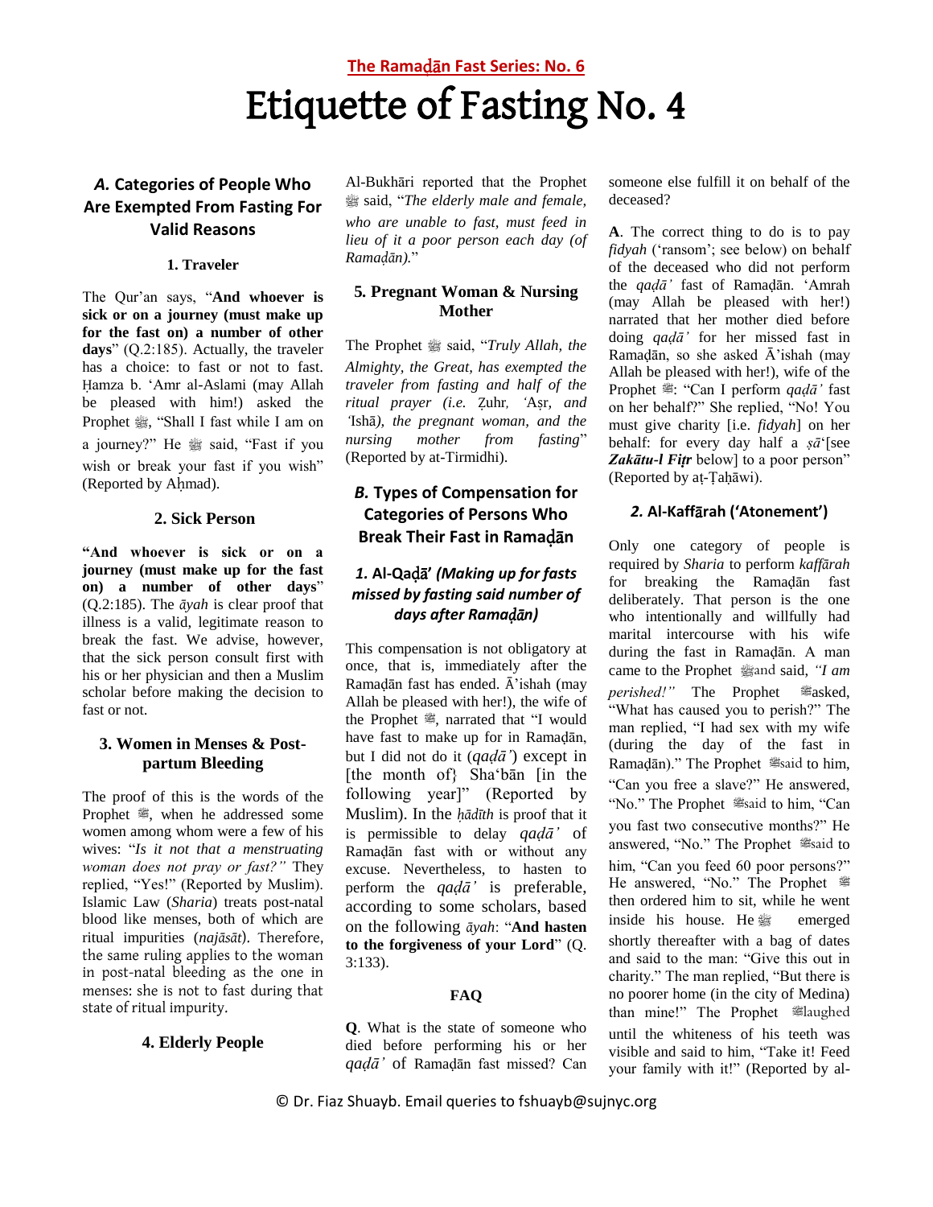**The Ramaḍān Fast Series: No. 6**

# Etiquette of Fasting No. 4

## *A.* Categories of People Who Are Exempted From Fasting For Valid Reasons

### 1. Traveler

The Qur'an says, "**And whoever is sick or on a journey (must make up for the fast on) a number of other days**" (Q.2:185). Actually, the traveler has a choice: to fast or not to fast. Ḥamza b. 'Amr al-Aslami (may Allah be pleased with him!) asked the Prophet ﷺ, "Shall I fast while I am on a journey?" He ﷺ said, "Fast if you wish or break your fast if you wish" (Reported by Aḥmad).

### 2. Sick Person

"**And whoever is sick or on a journey (must make up for the fast on) a number of other days**" (Q.2:185). The *āyah* is clear proof that illness is a valid, legitimate reason to break the fast. We advise, however, that the sick person consult first with his or her physician and then a Muslim scholar before making the decision to fast or not.

### 3. Women in Menses & Post-partum Bleeding

The proof of this is the words of the Prophet ﷺ, when he addressed some women among whom were a few of his wives: "*Is it not that a menstruating woman does not pray or fast?"* They replied, "Yes!" (Reported by Muslim). Islamic Law (*Sharia*) treats post-natal blood like menses, both of which are ritual impurities (*najāsāt*). Therefore, the same ruling applies to the woman in post-natal bleeding as the one in menses: she is not to fast during that state of ritual impurity.

### 4. Elderly People

Al-Bukhāri reported that the Prophet ﷺ said, "*The elderly male and female, who are unable to fast, must feed in lieu of it a poor person each day (of Ramaḍān).*"

### 5. Pregnant Woman & Nursing Mother

The Prophet ﷺ said, "*Truly Allah, the Almighty, the Great, has exempted the traveler from fasting and half of the ritual prayer (i.e.* Ẓuhr*,* 'Aṣr*, and* 'Ishā*), the pregnant woman, and the nursing mother from fasting*" (Reported by at-Tirmidhi).

## *B.* Types of Compensation for Categories of Persons Who Break Their Fast in Ramaḍān

### *1.* Al-Qaḍā' *(Making up for fasts missed by fasting said number of days after Ramaḍān)*

This compensation is not obligatory at once, that is, immediately after the Ramaḍān fast has ended. Ā'ishah (may Allah be pleased with her!), the wife of the Prophet ﷺ, narrated that "I would have fast to make up for in Ramaḍān, but I did not do it (*qaḍā'*) except in [the month of} Sha'bān [in the following year]" (Reported by Muslim). In the *ḥādīth* is proof that it is permissible to delay *qaḍā'* of Ramaḍān fast with or without any excuse. Nevertheless, to hasten to perform the *qaḍā'* is preferable, according to some scholars, based on the following *āyah*: "**And hasten to the forgiveness of your Lord**" (Q. 3:133).

#### FAQ

**Q**. What is the state of someone who died before performing his or her *qaḍā'* of Ramaḍān fast missed? Can someone else fulfill it on behalf of the deceased?

**A**. The correct thing to do is to pay *fidyah* ('ransom'; see below) on behalf of the deceased who did not perform the *qaḍā'* fast of Ramaḍān. 'Amrah (may Allah be pleased with her!) narrated that her mother died before doing *qaḍā'* for her missed fast in Ramaḍān, so she asked Ā'ishah (may Allah be pleased with her!), wife of the Prophet ﷺ: "Can I perform *qaḍā'* fast on her behalf?" She replied, "No! You must give charity [i.e. *fidyah*] on her behalf: for every day half a *ṣā'*[see ***Zakātu-l Fiṭr*** below] to a poor person" (Reported by aṭ-Ṭaḥāwi).

### *2.* Al-Kaffārah ('Atonement')

Only one category of people is required by *Sharia* to perform *kaffārah* for breaking the Ramaḍān fast deliberately. That person is the one who intentionally and willfully had marital intercourse with his wife during the fast in Ramaḍān. A man came to the Prophet ﷺ and said, *"I am perished!"* The Prophet ﷺ asked, "What has caused you to perish?" The man replied, "I had sex with my wife (during the day of the fast in Ramaḍān)." The Prophet ﷺ said to him, "Can you free a slave?" He answered, "No." The Prophet ﷺ said to him, "Can you fast two consecutive months?" He answered, "No." The Prophet ﷺ said to him, "Can you feed 60 poor persons?" He answered, "No." The Prophet ﷺ then ordered him to sit, while he went inside his house. He ﷺ emerged shortly thereafter with a bag of dates and said to the man: "Give this out in charity." The man replied, "But there is no poorer home (in the city of Medina) than mine!" The Prophet ﷺ laughed until the whiteness of his teeth was visible and said to him, "Take it! Feed your family with it!" (Reported by al-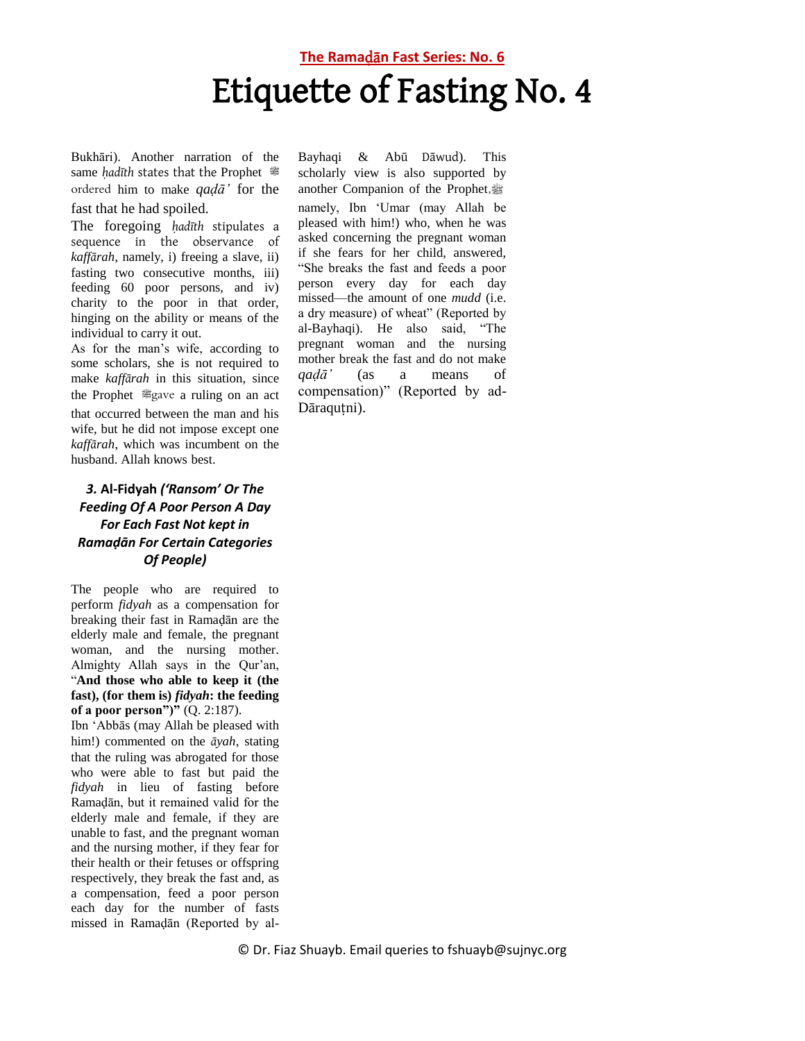The Ramaḏān Fast Series: No. 6

# Etiquette of Fasting No. 4

Bukhāri). Another narration of the same *ḥadīth* states that the Prophet ﷺ ordered him to make *qaḍā'* for the fast that he had spoiled.

The foregoing *ḥadīth* stipulates a sequence in the observance of *kaffārah*, namely, i) freeing a slave, ii) fasting two consecutive months, iii) feeding 60 poor persons, and iv) charity to the poor in that order, hinging on the ability or means of the individual to carry it out.

As for the man's wife, according to some scholars, she is not required to make *kaffārah* in this situation, since the Prophet ﷺgave a ruling on an act that occurred between the man and his wife, but he did not impose except one *kaffārah*, which was incumbent on the husband. Allah knows best.

### *3.* Al-Fidyah *('Ransom' Or The Feeding Of A Poor Person A Day For Each Fast Not kept in Ramaḍān For Certain Categories Of People)*

The people who are required to perform *fidyah* as a compensation for breaking their fast in Ramaḍān are the elderly male and female, the pregnant woman, and the nursing mother. Almighty Allah says in the Qur'an, "**And those who able to keep it (the fast), (for them is) *fidyah*: the feeding of a poor person")"** (Q. 2:187).

Ibn 'Abbās (may Allah be pleased with him!) commented on the *āyah*, stating that the ruling was abrogated for those who were able to fast but paid the *fidyah* in lieu of fasting before Ramaḍān, but it remained valid for the elderly male and female, if they are unable to fast, and the pregnant woman and the nursing mother, if they fear for their health or their fetuses or offspring respectively, they break the fast and, as a compensation, feed a poor person each day for the number of fasts missed in Ramaḍān (Reported by al-Bayhaqi & Abū Dāwud). This scholarly view is also supported by another Companion of the Prophet,ﷺ namely, Ibn 'Umar (may Allah be pleased with him!) who, when he was asked concerning the pregnant woman if she fears for her child, answered, "She breaks the fast and feeds a poor person every day for each day missed—the amount of one *mudd* (i.e. a dry measure) of wheat" (Reported by al-Bayhaqi). He also said, "The pregnant woman and the nursing mother break the fast and do not make *qaḍā'* (as a means of compensation)" (Reported by ad-Dāraquṭni).

© Dr. Fiaz Shuayb. Email queries to fshuayb@sujnyc.org